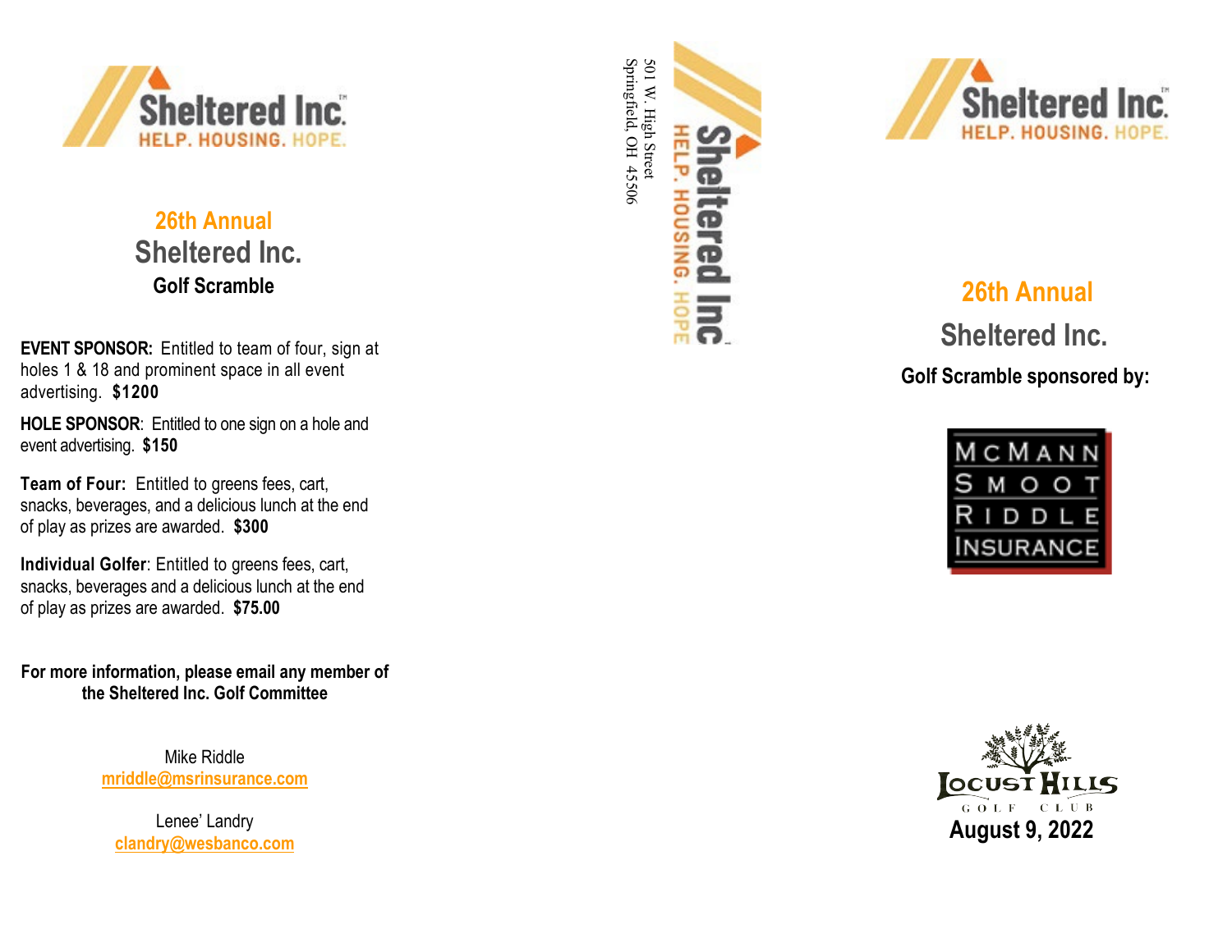Sheltered Inc.
HELP. HOUSING. HOPE.

**26th Annual**

## Sheltered Inc.

**Golf Scramble**

**EVENT SPONSOR:** Entitled to team of four, sign at holes 1 & 18 and prominent space in all event advertising. **$1200**

**HOLE SPONSOR**: Entitled to one sign on a hole and event advertising. **$150**

**Team of Four:** Entitled to greens fees, cart, snacks, beverages, and a delicious lunch at the end of play as prizes are awarded. **$300**

**Individual Golfer**: Entitled to greens fees, cart, snacks, beverages and a delicious lunch at the end of play as prizes are awarded. **$75.00**

**For more information, please email any member of the Sheltered Inc. Golf Committee**

Mike Riddle
mriddle@msrinsurance.com

Lenee' Landry
clandry@wesbanco.com

Sheltered Inc.
HELP. HOUSING. HOPE.

501 W. High Street
Springfield, OH 45506

Sheltered Inc.
HELP. HOUSING. HOPE.

**26th Annual**

## Sheltered Inc.

**Golf Scramble sponsored by:**

McMANN SMOOT RIDDLE INSURANCE

Locust Hills Golf Club

**August 9, 2022**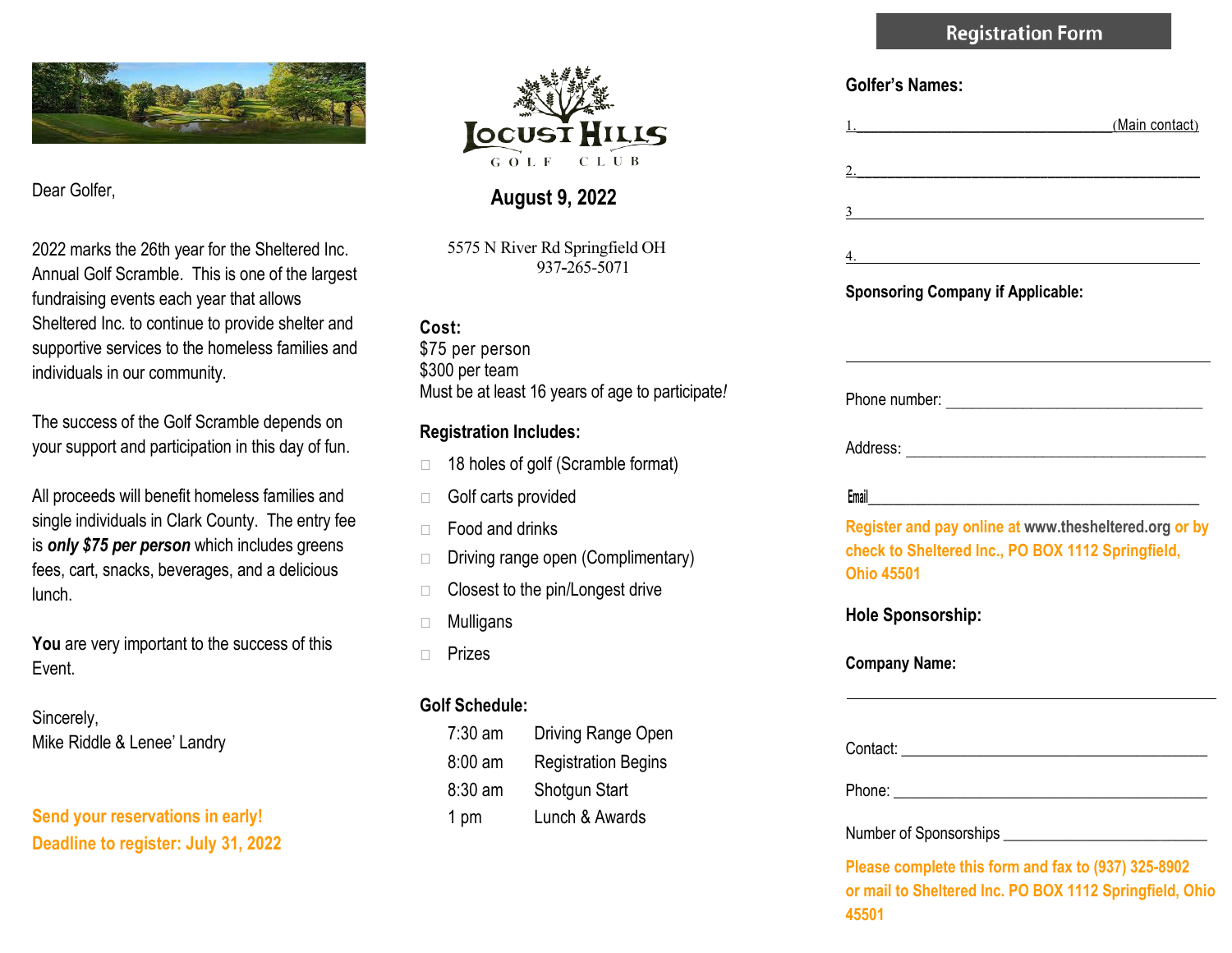Dear Golfer,

2022 marks the 26th year for the Sheltered Inc. Annual Golf Scramble. This is one of the largest fundraising events each year that allows Sheltered Inc. to continue to provide shelter and supportive services to the homeless families and individuals in our community.

The success of the Golf Scramble depends on your support and participation in this day of fun.

All proceeds will benefit homeless families and single individuals in Clark County. The entry fee is ***only $75 per person*** which includes greens fees, cart, snacks, beverages, and a delicious lunch.

**You** are very important to the success of this Event.

Sincerely,
Mike Riddle & Lenee' Landry

**Send your reservations in early!**
**Deadline to register: July 31, 2022**

# Locust Hills Golf Club

## August 9, 2022

5575 N River Rd Springfield OH
937-265-5071

**Cost:**
$75 per person
$300 per team
Must be at least 16 years of age to participate*!*

**Registration Includes:**

- 18 holes of golf (Scramble format)
- Golf carts provided
- Food and drinks
- Driving range open (Complimentary)
- Closest to the pin/Longest drive
- Mulligans
- Prizes

**Golf Schedule:**

| | |
|---|---|
| 7:30 am | Driving Range Open |
| 8:00 am | Registration Begins |
| 8:30 am | Shotgun Start |
| 1 pm | Lunch & Awards |

## Registration Form

**Golfer's Names:**

1.\_\_\_\_\_\_\_\_\_\_\_\_\_\_\_\_\_\_\_\_\_\_\_\_\_\_\_\_\_\_(Main contact)

2.\_\_\_\_\_\_\_\_\_\_\_\_\_\_\_\_\_\_\_\_\_\_\_\_\_\_\_\_\_\_\_\_\_\_\_\_\_\_\_\_

3\_\_\_\_\_\_\_\_\_\_\_\_\_\_\_\_\_\_\_\_\_\_\_\_\_\_\_\_\_\_\_\_\_\_\_\_\_\_\_\_

4.\_\_\_\_\_\_\_\_\_\_\_\_\_\_\_\_\_\_\_\_\_\_\_\_\_\_\_\_\_\_\_\_\_\_\_\_\_\_\_\_

**Sponsoring Company if Applicable:**

\_\_\_\_\_\_\_\_\_\_\_\_\_\_\_\_\_\_\_\_\_\_\_\_\_\_\_\_\_\_\_\_\_\_\_\_\_\_\_\_

Phone number: \_\_\_\_\_\_\_\_\_\_\_\_\_\_\_\_\_\_\_\_\_\_\_\_\_\_\_\_\_\_

Address: \_\_\_\_\_\_\_\_\_\_\_\_\_\_\_\_\_\_\_\_\_\_\_\_\_\_\_\_\_\_\_\_\_\_\_\_

Email\_\_\_\_\_\_\_\_\_\_\_\_\_\_\_\_\_\_\_\_\_\_\_\_\_\_\_\_\_\_\_\_\_\_\_\_\_\_\_\_

**Register and pay online at www.thesheltered.org or by check to Sheltered Inc., PO BOX 1112 Springfield, Ohio 45501**

**Hole Sponsorship:**

**Company Name:**

\_\_\_\_\_\_\_\_\_\_\_\_\_\_\_\_\_\_\_\_\_\_\_\_\_\_\_\_\_\_\_\_\_\_\_\_\_\_\_\_

Contact: \_\_\_\_\_\_\_\_\_\_\_\_\_\_\_\_\_\_\_\_\_\_\_\_\_\_\_\_\_\_\_\_\_\_\_\_

Phone: \_\_\_\_\_\_\_\_\_\_\_\_\_\_\_\_\_\_\_\_\_\_\_\_\_\_\_\_\_\_\_\_\_\_\_\_\_

Number of Sponsorships \_\_\_\_\_\_\_\_\_\_\_\_\_\_\_\_\_\_\_\_\_\_\_

**Please complete this form and fax to (937) 325-8902 or mail to Sheltered Inc. PO BOX 1112 Springfield, Ohio 45501**